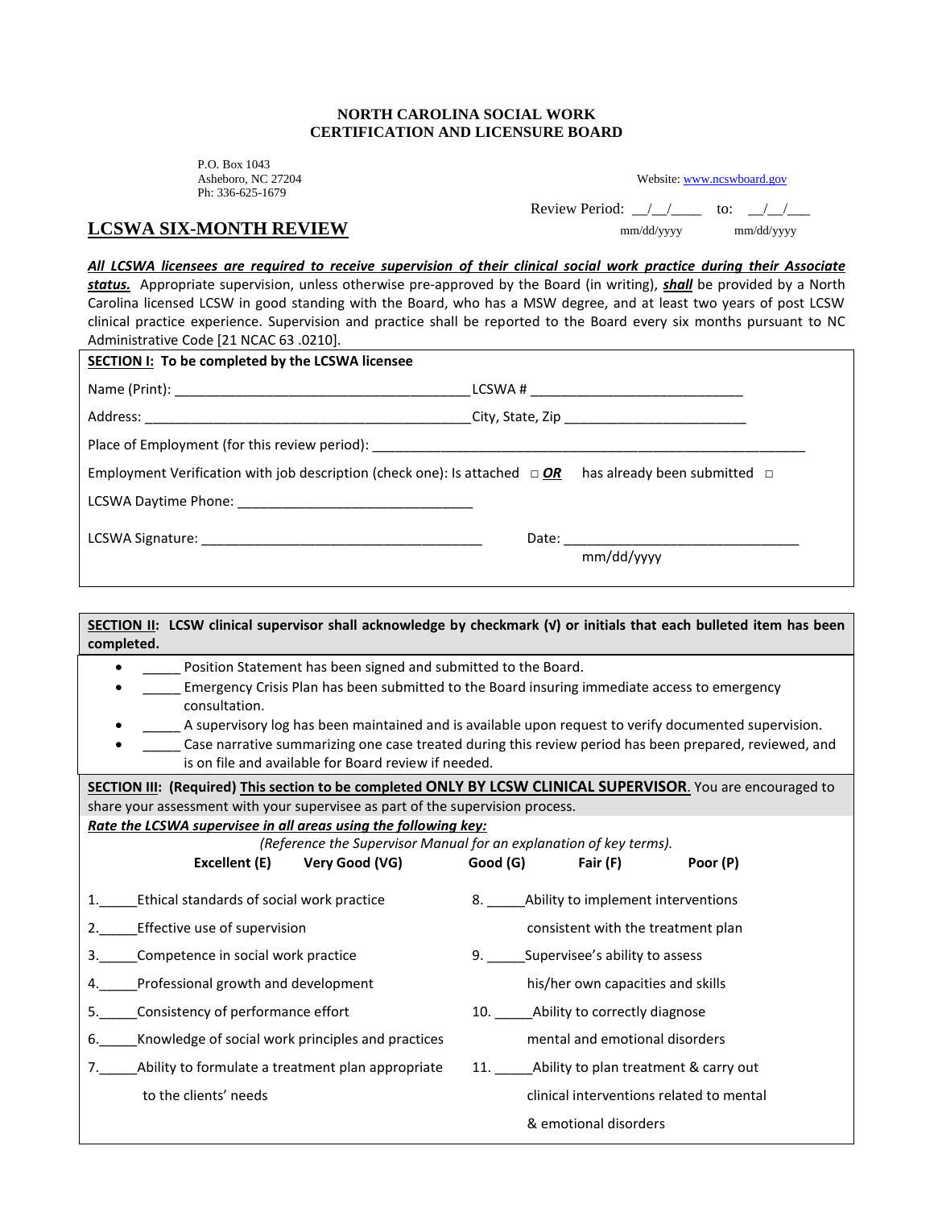**NORTH CAROLINA SOCIAL WORK**
**CERTIFICATION AND LICENSURE BOARD**

P.O. Box 1043
Asheboro, NC 27204
Ph: 336-625-1679

Website: www.ncswboard.gov

Review Period: __/__/____ to: __/__/___
mm/dd/yyyy mm/dd/yyyy

# LCSWA SIX-MONTH REVIEW

***All LCSWA licensees are required to receive supervision of their clinical social work practice during their Associate status.*** Appropriate supervision, unless otherwise pre-approved by the Board (in writing), ***shall*** be provided by a North Carolina licensed LCSW in good standing with the Board, who has a MSW degree, and at least two years of post LCSW clinical practice experience. Supervision and practice shall be reported to the Board every six months pursuant to NC Administrative Code [21 NCAC 63 .0210].

**SECTION I: To be completed by the LCSWA licensee**

Name (Print): ________________________________________ LCSWA # ____________________________

Address: ____________________________________________ City, State, Zip ________________________

Place of Employment (for this review period): ____________________________________________________

Employment Verification with job description (check one): Is attached □ ***OR*** has already been submitted □

LCSWA Daytime Phone: _______________________________

LCSWA Signature: _____________________________________ Date: ______________________________
mm/dd/yyyy

**SECTION II: LCSW clinical supervisor shall acknowledge by checkmark (√) or initials that each bulleted item has been completed.**

- _____ Position Statement has been signed and submitted to the Board.
- _____ Emergency Crisis Plan has been submitted to the Board insuring immediate access to emergency consultation.
- _____ A supervisory log has been maintained and is available upon request to verify documented supervision.
- _____ Case narrative summarizing one case treated during this review period has been prepared, reviewed, and is on file and available for Board review if needed.

**SECTION III: (Required) This section to be completed ONLY BY LCSW CLINICAL SUPERVISOR**. You are encouraged to share your assessment with your supervisee as part of the supervision process.

***Rate the LCSWA supervisee in all areas using the following key:***

*(Reference the Supervisor Manual for an explanation of key terms).*

**Excellent (E) Very Good (VG) Good (G) Fair (F) Poor (P)**

1._____Ethical standards of social work practice
2._____Effective use of supervision
3._____Competence in social work practice
4._____Professional growth and development
5._____Consistency of performance effort
6._____Knowledge of social work principles and practices
7._____Ability to formulate a treatment plan appropriate to the clients' needs
8. _____Ability to implement interventions consistent with the treatment plan
9. _____Supervisee's ability to assess his/her own capacities and skills
10. _____Ability to correctly diagnose mental and emotional disorders
11. _____Ability to plan treatment & carry out clinical interventions related to mental & emotional disorders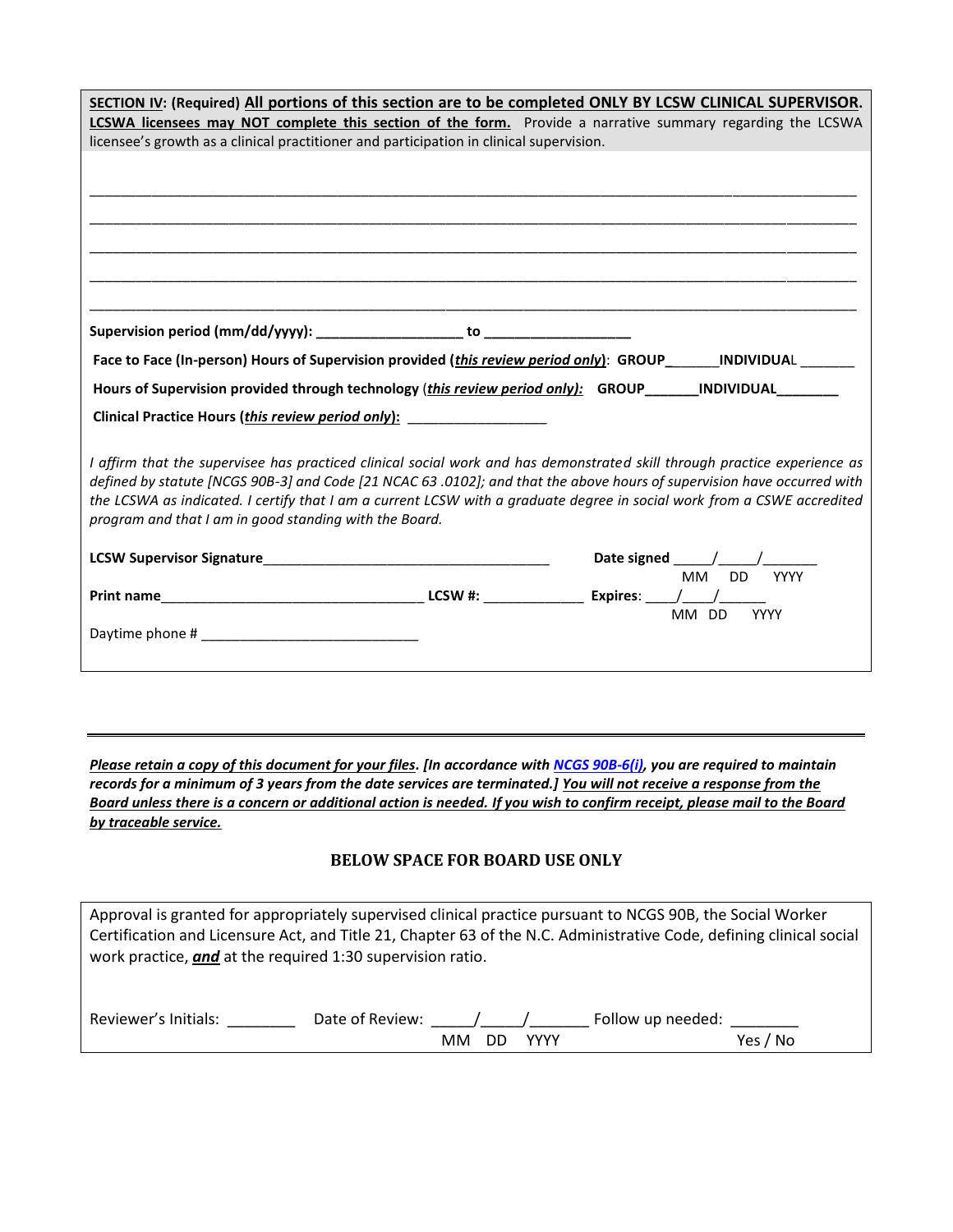**SECTION IV: (Required) All portions of this section are to be completed ONLY BY LCSW CLINICAL SUPERVISOR. LCSWA licensees may NOT complete this section of the form.** Provide a narrative summary regarding the LCSWA licensee's growth as a clinical practitioner and participation in clinical supervision.

________________________________________________________________________________________________

________________________________________________________________________________________________

________________________________________________________________________________________________

________________________________________________________________________________________________

________________________________________________________________________________________________

**Supervision period (mm/dd/yyyy): __________________ to __________________**

**Face to Face (In-person) Hours of Supervision provided (*this review period only*): GROUP______INDIVIDUAL _______**

**Hours of Supervision provided through technology (*this review period only):* GROUP_______INDIVIDUAL________**

**Clinical Practice Hours (*this review period only*):** __________________

*I affirm that the supervisee has practiced clinical social work and has demonstrated skill through practice experience as defined by statute [NCGS 90B-3] and Code [21 NCAC 63 .0102]; and that the above hours of supervision have occurred with the LCSWA as indicated. I certify that I am a current LCSW with a graduate degree in social work from a CSWE accredited program and that I am in good standing with the Board.*

**LCSW Supervisor Signature**______________________________________ **Date signed** _____/_____/_______
MM DD YYYY

**Print name**__________________________________ **LCSW #:** _____________ **Expires**: ____/____/______
MM DD YYYY

Daytime phone # ____________________________

***Please retain a copy of this document for your files. [In accordance with NCGS 90B-6(i), you are required to maintain records for a minimum of 3 years from the date services are terminated.] You will not receive a response from the Board unless there is a concern or additional action is needed. If you wish to confirm receipt, please mail to the Board by traceable service.***

**BELOW SPACE FOR BOARD USE ONLY**

Approval is granted for appropriately supervised clinical practice pursuant to NCGS 90B, the Social Worker Certification and Licensure Act, and Title 21, Chapter 63 of the N.C. Administrative Code, defining clinical social work practice, ***and*** at the required 1:30 supervision ratio.

Reviewer's Initials: ________ Date of Review: _____/_____/_______ Follow up needed: ________
MM DD YYYY Yes / No